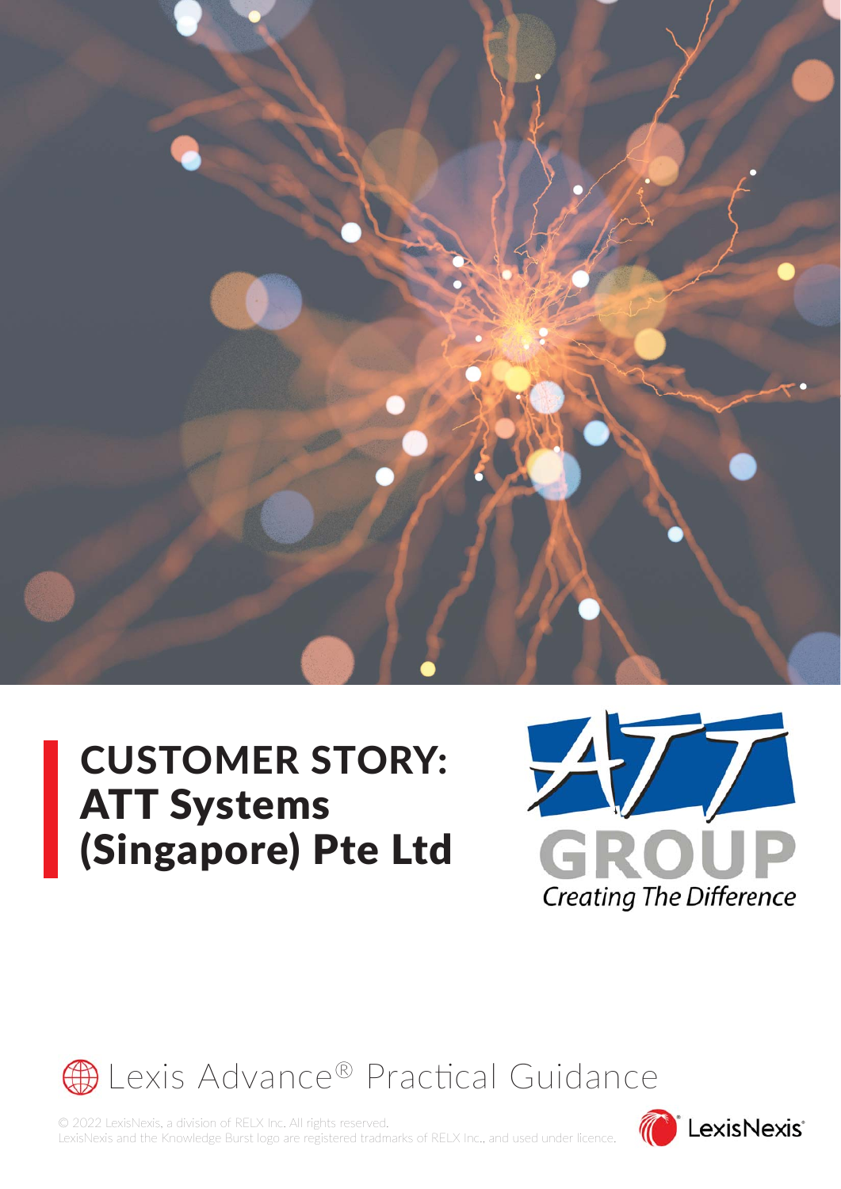# CUSTOMER STORY: ATT Systems (Singapore) Pte Ltd

ATT GROUP

*Creating The Difference*

Lexis Advance® Practical Guidance

© 2022 LexisNexis, a division of RELX Inc. All rights reserved.
LexisNexis and the Knowledge Burst logo are registered tradmarks of RELX Inc., and used under licence.

LexisNexis®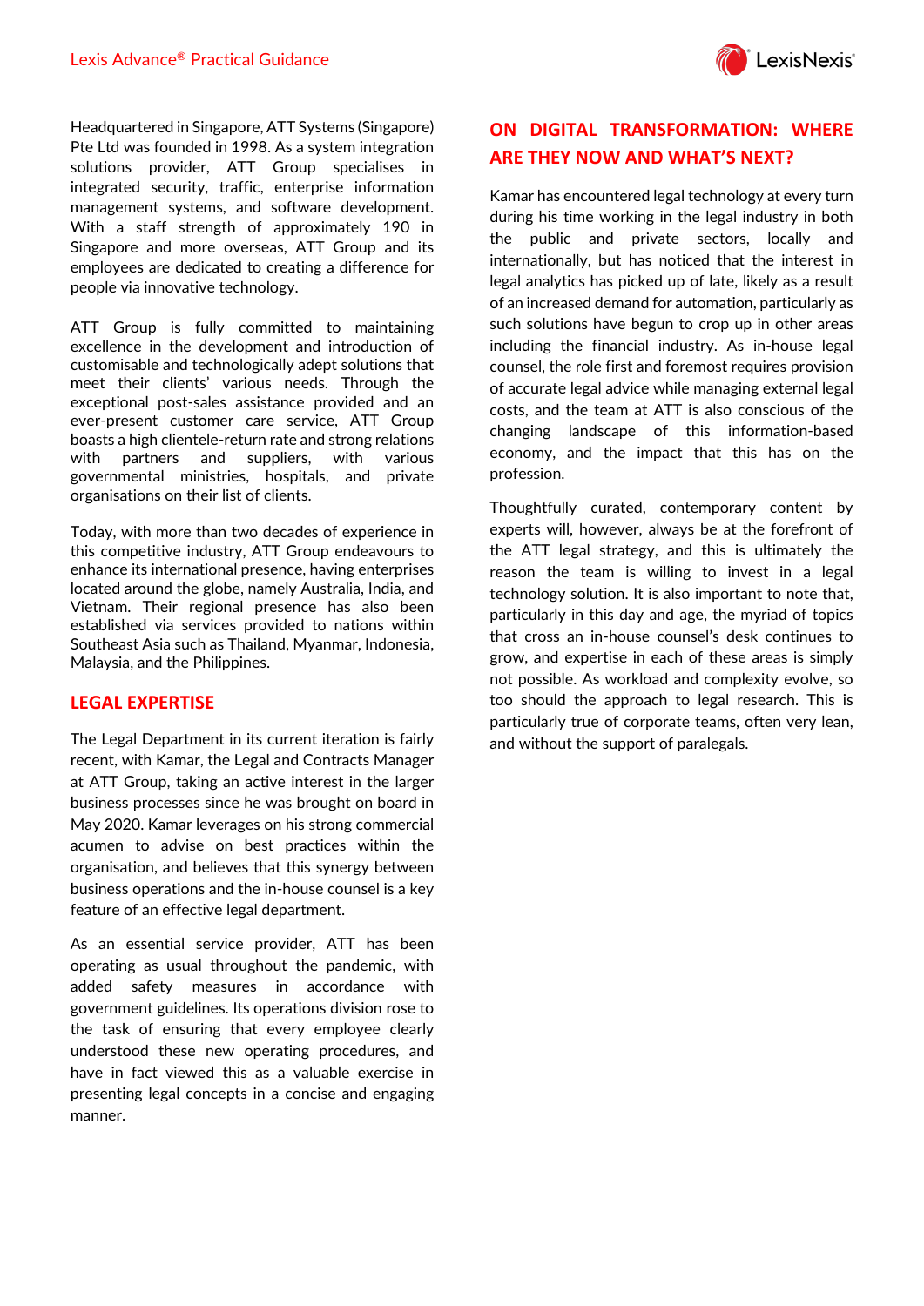Headquartered in Singapore, ATT Systems (Singapore) Pte Ltd was founded in 1998. As a system integration solutions provider, ATT Group specialises in integrated security, traffic, enterprise information management systems, and software development. With a staff strength of approximately 190 in Singapore and more overseas, ATT Group and its employees are dedicated to creating a difference for people via innovative technology.

ATT Group is fully committed to maintaining excellence in the development and introduction of customisable and technologically adept solutions that meet their clients' various needs. Through the exceptional post-sales assistance provided and an ever-present customer care service, ATT Group boasts a high clientele-return rate and strong relations with partners and suppliers, with various governmental ministries, hospitals, and private organisations on their list of clients.

Today, with more than two decades of experience in this competitive industry, ATT Group endeavours to enhance its international presence, having enterprises located around the globe, namely Australia, India, and Vietnam. Their regional presence has also been established via services provided to nations within Southeast Asia such as Thailand, Myanmar, Indonesia, Malaysia, and the Philippines.

## LEGAL EXPERTISE

The Legal Department in its current iteration is fairly recent, with Kamar, the Legal and Contracts Manager at ATT Group, taking an active interest in the larger business processes since he was brought on board in May 2020. Kamar leverages on his strong commercial acumen to advise on best practices within the organisation, and believes that this synergy between business operations and the in-house counsel is a key feature of an effective legal department.

As an essential service provider, ATT has been operating as usual throughout the pandemic, with added safety measures in accordance with government guidelines. Its operations division rose to the task of ensuring that every employee clearly understood these new operating procedures, and have in fact viewed this as a valuable exercise in presenting legal concepts in a concise and engaging manner.

## ON DIGITAL TRANSFORMATION: WHERE ARE THEY NOW AND WHAT'S NEXT?

Kamar has encountered legal technology at every turn during his time working in the legal industry in both the public and private sectors, locally and internationally, but has noticed that the interest in legal analytics has picked up of late, likely as a result of an increased demand for automation, particularly as such solutions have begun to crop up in other areas including the financial industry. As in-house legal counsel, the role first and foremost requires provision of accurate legal advice while managing external legal costs, and the team at ATT is also conscious of the changing landscape of this information-based economy, and the impact that this has on the profession.

Thoughtfully curated, contemporary content by experts will, however, always be at the forefront of the ATT legal strategy, and this is ultimately the reason the team is willing to invest in a legal technology solution. It is also important to note that, particularly in this day and age, the myriad of topics that cross an in-house counsel's desk continues to grow, and expertise in each of these areas is simply not possible. As workload and complexity evolve, so too should the approach to legal research. This is particularly true of corporate teams, often very lean, and without the support of paralegals.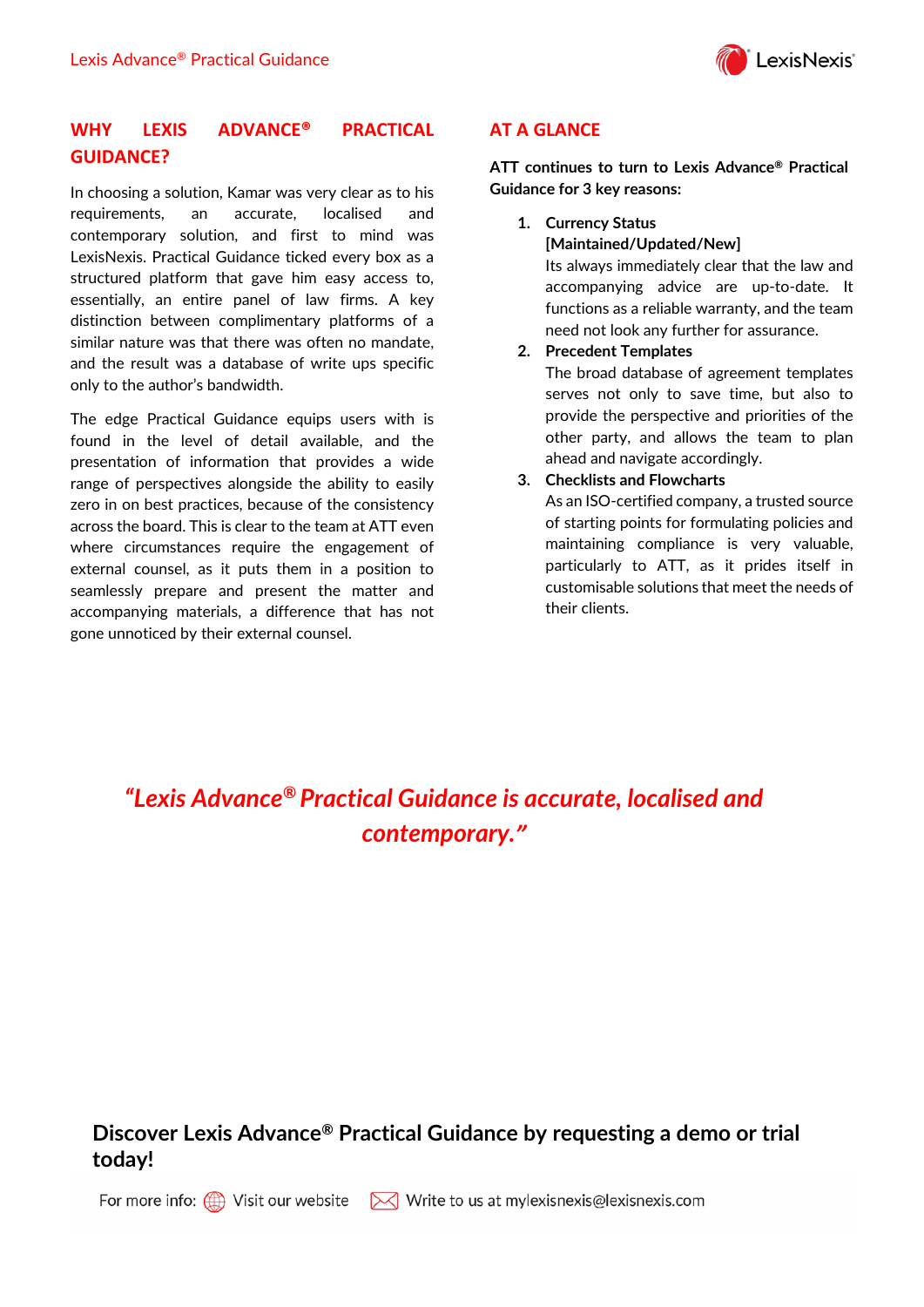## WHY LEXIS ADVANCE® PRACTICAL GUIDANCE?

In choosing a solution, Kamar was very clear as to his requirements, an accurate, localised and contemporary solution, and first to mind was LexisNexis. Practical Guidance ticked every box as a structured platform that gave him easy access to, essentially, an entire panel of law firms. A key distinction between complimentary platforms of a similar nature was that there was often no mandate, and the result was a database of write ups specific only to the author's bandwidth.

The edge Practical Guidance equips users with is found in the level of detail available, and the presentation of information that provides a wide range of perspectives alongside the ability to easily zero in on best practices, because of the consistency across the board. This is clear to the team at ATT even where circumstances require the engagement of external counsel, as it puts them in a position to seamlessly prepare and present the matter and accompanying materials, a difference that has not gone unnoticed by their external counsel.

## AT A GLANCE

**ATT continues to turn to Lexis Advance® Practical Guidance for 3 key reasons:**

1. **Currency Status [Maintained/Updated/New]**
   Its always immediately clear that the law and accompanying advice are up-to-date. It functions as a reliable warranty, and the team need not look any further for assurance.
2. **Precedent Templates**
   The broad database of agreement templates serves not only to save time, but also to provide the perspective and priorities of the other party, and allows the team to plan ahead and navigate accordingly.
3. **Checklists and Flowcharts**
   As an ISO-certified company, a trusted source of starting points for formulating policies and maintaining compliance is very valuable, particularly to ATT, as it prides itself in customisable solutions that meet the needs of their clients.

*"Lexis Advance® Practical Guidance is accurate, localised and contemporary."*

### Discover Lexis Advance® Practical Guidance by requesting a demo or trial today!

For more info: Visit our website Write to us at mylexisnexis@lexisnexis.com